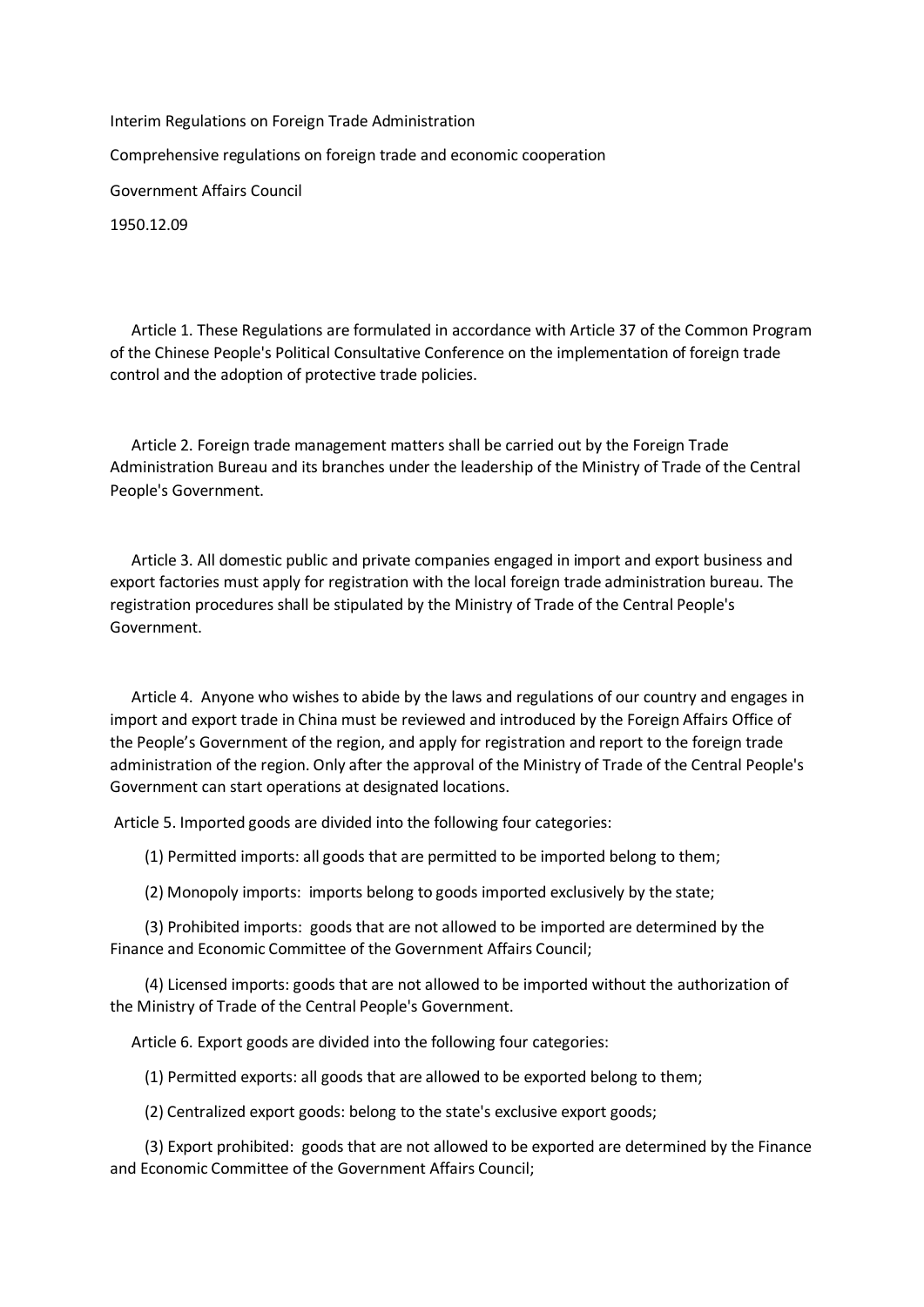# Interim Regulations on Foreign Trade Administration

Comprehensive regulations on foreign trade and economic cooperation

Government Affairs Council

1950.12.09

Article 1. These Regulations are formulated in accordance with Article 37 of the Common Program of the Chinese People's Political Consultative Conference on the implementation of foreign trade control and the adoption of protective trade policies.

Article 2. Foreign trade management matters shall be carried out by the Foreign Trade Administration Bureau and its branches under the leadership of the Ministry of Trade of the Central People's Government.

Article 3. All domestic public and private companies engaged in import and export business and export factories must apply for registration with the local foreign trade administration bureau. The registration procedures shall be stipulated by the Ministry of Trade of the Central People's Government.

Article 4. Anyone who wishes to abide by the laws and regulations of our country and engages in import and export trade in China must be reviewed and introduced by the Foreign Affairs Office of the People's Government of the region, and apply for registration and report to the foreign trade administration of the region. Only after the approval of the Ministry of Trade of the Central People's Government can start operations at designated locations.

Article 5. Imported goods are divided into the following four categories:

(1) Permitted imports: all goods that are permitted to be imported belong to them;

(2) Monopoly imports: imports belong to goods imported exclusively by the state;

(3) Prohibited imports: goods that are not allowed to be imported are determined by the Finance and Economic Committee of the Government Affairs Council;

(4) Licensed imports: goods that are not allowed to be imported without the authorization of the Ministry of Trade of the Central People's Government.

Article 6. Export goods are divided into the following four categories:

(1) Permitted exports: all goods that are allowed to be exported belong to them;

(2) Centralized export goods: belong to the state's exclusive export goods;

(3) Export prohibited: goods that are not allowed to be exported are determined by the Finance and Economic Committee of the Government Affairs Council;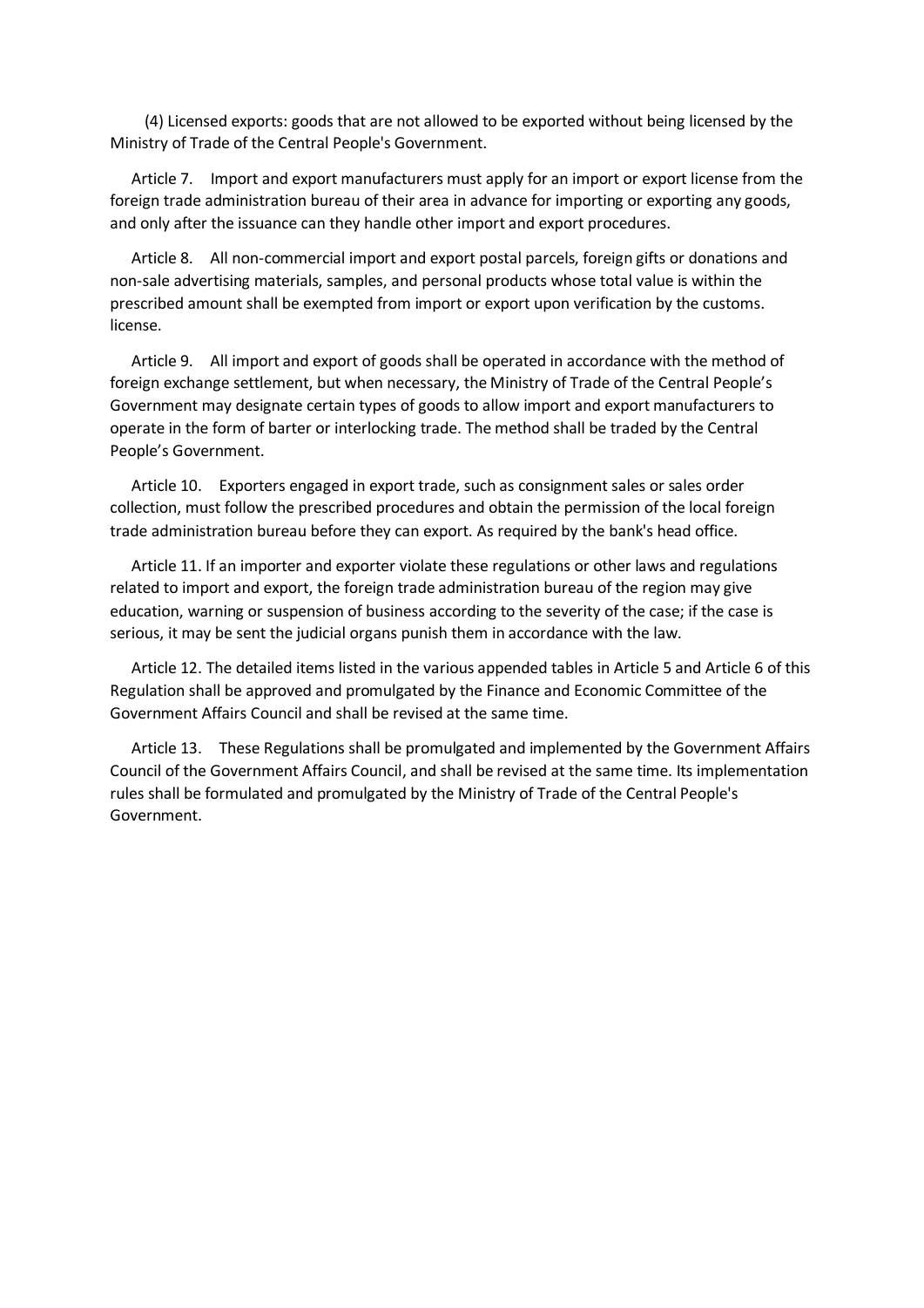(4) Licensed exports: goods that are not allowed to be exported without being licensed by the Ministry of Trade of the Central People's Government.

Article 7. Import and export manufacturers must apply for an import or export license from the foreign trade administration bureau of their area in advance for importing or exporting any goods, and only after the issuance can they handle other import and export procedures.

Article 8. All non-commercial import and export postal parcels, foreign gifts or donations and non-sale advertising materials, samples, and personal products whose total value is within the prescribed amount shall be exempted from import or export upon verification by the customs. license.

Article 9. All import and export of goods shall be operated in accordance with the method of foreign exchange settlement, but when necessary, the Ministry of Trade of the Central People's Government may designate certain types of goods to allow import and export manufacturers to operate in the form of barter or interlocking trade. The method shall be traded by the Central People's Government.

Article 10. Exporters engaged in export trade, such as consignment sales or sales order collection, must follow the prescribed procedures and obtain the permission of the local foreign trade administration bureau before they can export. As required by the bank's head office.

Article 11. If an importer and exporter violate these regulations or other laws and regulations related to import and export, the foreign trade administration bureau of the region may give education, warning or suspension of business according to the severity of the case; if the case is serious, it may be sent the judicial organs punish them in accordance with the law.

Article 12. The detailed items listed in the various appended tables in Article 5 and Article 6 of this Regulation shall be approved and promulgated by the Finance and Economic Committee of the Government Affairs Council and shall be revised at the same time.

Article 13. These Regulations shall be promulgated and implemented by the Government Affairs Council of the Government Affairs Council, and shall be revised at the same time. Its implementation rules shall be formulated and promulgated by the Ministry of Trade of the Central People's Government.